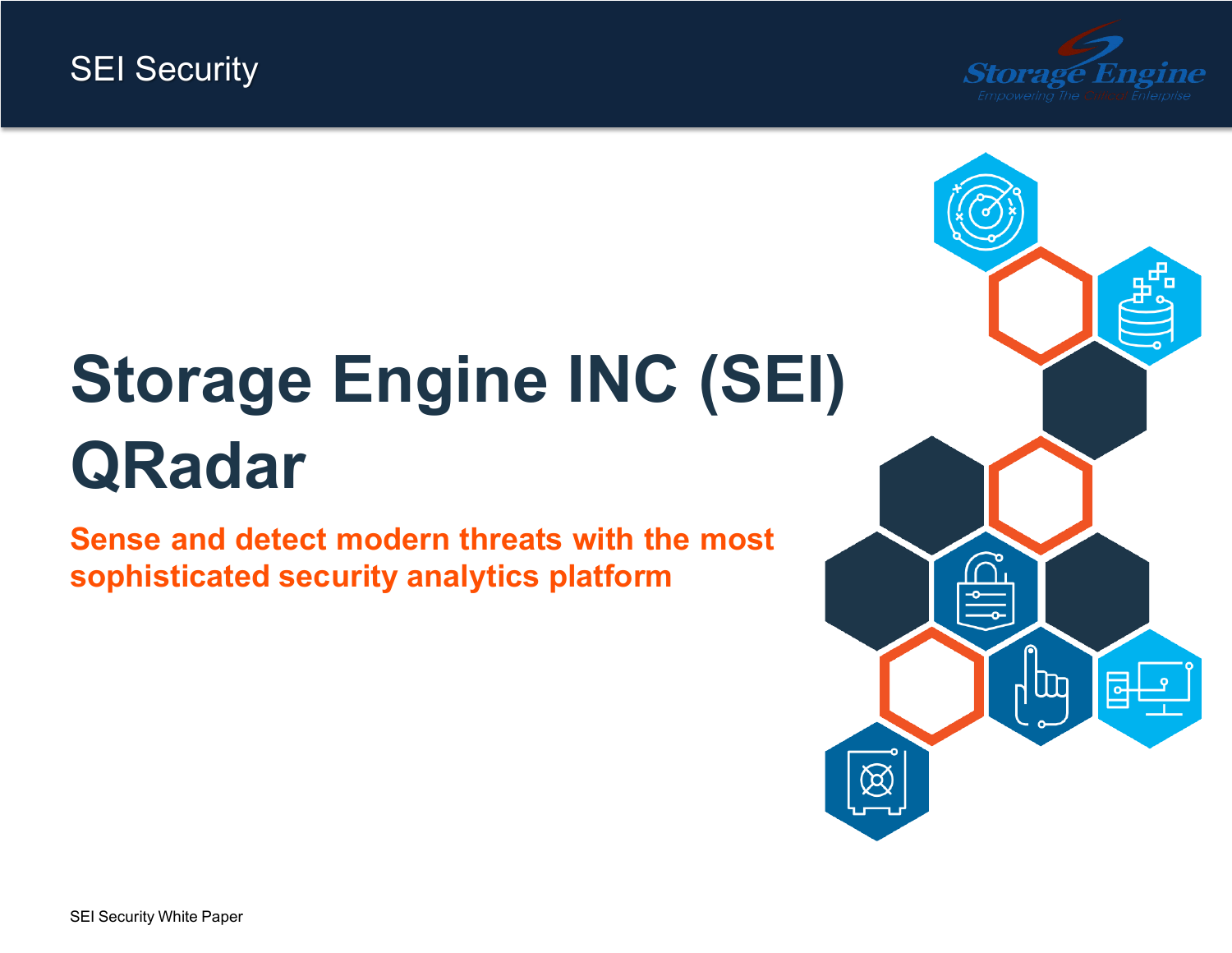SEI Security

# Storage Engine INC (SEI) QRadar

**Sense and detect modern threats with the most sophisticated security analytics platform**

SEI Security White Paper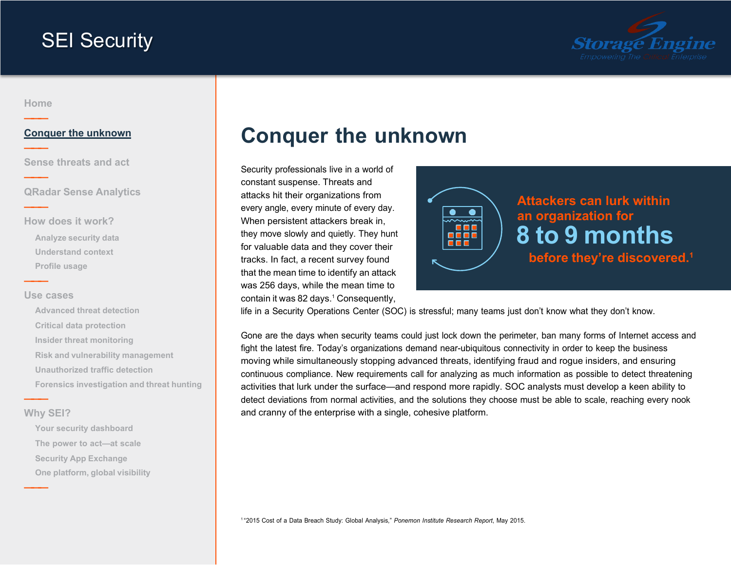# Conquer the unknown

Security professionals live in a world of constant suspense. Threats and attacks hit their organizations from every angle, every minute of every day. When persistent attackers break in, they move slowly and quietly. They hunt for valuable data and they cover their tracks. In fact, a recent survey found that the mean time to identify an attack was 256 days, while the mean time to contain it was 82 days.[1] Consequently, life in a Security Operations Center (SOC) is stressful; many teams just don't know what they don't know.

**Attackers can lurk within an organization for 8 to 9 months before they're discovered.[1]**

Gone are the days when security teams could just lock down the perimeter, ban many forms of Internet access and fight the latest fire. Today's organizations demand near-ubiquitous connectivity in order to keep the business moving while simultaneously stopping advanced threats, identifying fraud and rogue insiders, and ensuring continuous compliance. New requirements call for analyzing as much information as possible to detect threatening activities that lurk under the surface—and respond more rapidly. SOC analysts must develop a keen ability to detect deviations from normal activities, and the solutions they choose must be able to scale, reaching every nook and cranny of the enterprise with a single, cohesive platform.

[1] "2015 Cost of a Data Breach Study: Global Analysis," *Ponemon Institute Research Report*, May 2015.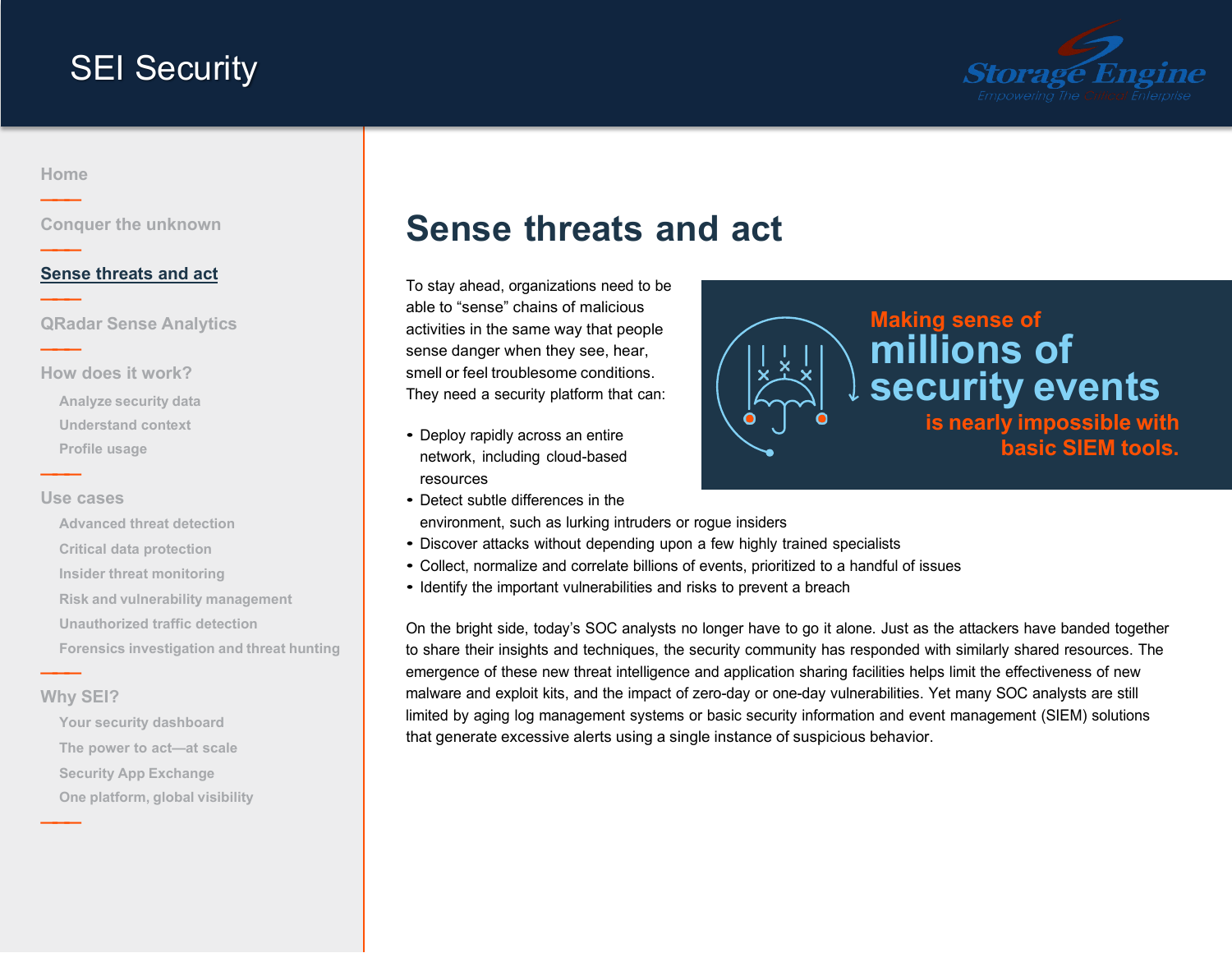# Sense threats and act

To stay ahead, organizations need to be able to “sense” chains of malicious activities in the same way that people sense danger when they see, hear, smell or feel troublesome conditions. They need a security platform that can:

- Deploy rapidly across an entire network, including cloud-based resources
- Detect subtle differences in the environment, such as lurking intruders or rogue insiders
- Discover attacks without depending upon a few highly trained specialists
- Collect, normalize and correlate billions of events, prioritized to a handful of issues
- Identify the important vulnerabilities and risks to prevent a breach

**Making sense of millions of security events is nearly impossible with basic SIEM tools.**

On the bright side, today’s SOC analysts no longer have to go it alone. Just as the attackers have banded together to share their insights and techniques, the security community has responded with similarly shared resources. The emergence of these new threat intelligence and application sharing facilities helps limit the effectiveness of new malware and exploit kits, and the impact of zero-day or one-day vulnerabilities. Yet many SOC analysts are still limited by aging log management systems or basic security information and event management (SIEM) solutions that generate excessive alerts using a single instance of suspicious behavior.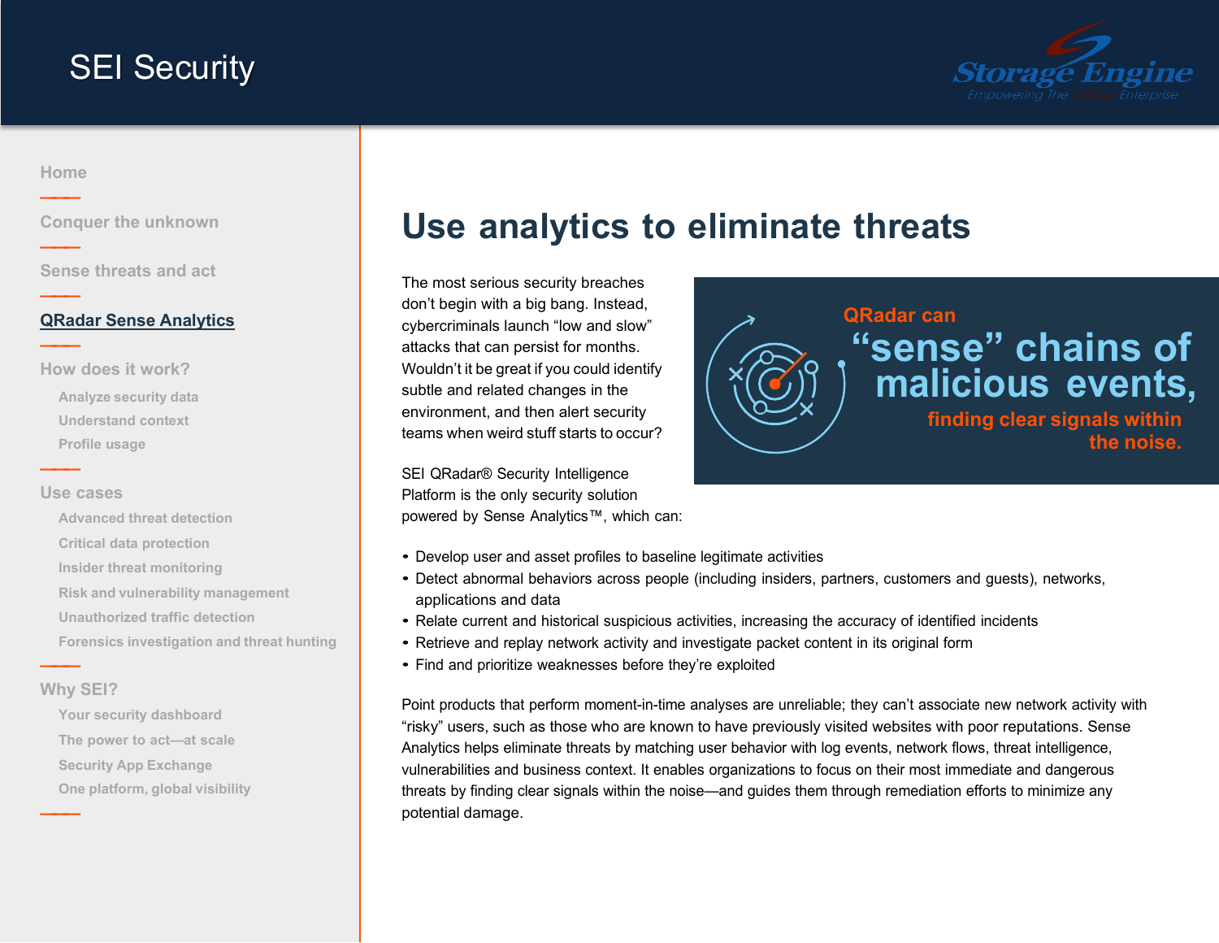# Use analytics to eliminate threats

The most serious security breaches don't begin with a big bang. Instead, cybercriminals launch "low and slow" attacks that can persist for months. Wouldn't it be great if you could identify subtle and related changes in the environment, and then alert security teams when weird stuff starts to occur?

QRadar can "sense" chains of malicious events, finding clear signals within the noise.

SEI QRadar® Security Intelligence Platform is the only security solution powered by Sense Analytics™, which can:

- Develop user and asset profiles to baseline legitimate activities
- Detect abnormal behaviors across people (including insiders, partners, customers and guests), networks, applications and data
- Relate current and historical suspicious activities, increasing the accuracy of identified incidents
- Retrieve and replay network activity and investigate packet content in its original form
- Find and prioritize weaknesses before they're exploited

Point products that perform moment-in-time analyses are unreliable; they can't associate new network activity with "risky" users, such as those who are known to have previously visited websites with poor reputations. Sense Analytics helps eliminate threats by matching user behavior with log events, network flows, threat intelligence, vulnerabilities and business context. It enables organizations to focus on their most immediate and dangerous threats by finding clear signals within the noise—and guides them through remediation efforts to minimize any potential damage.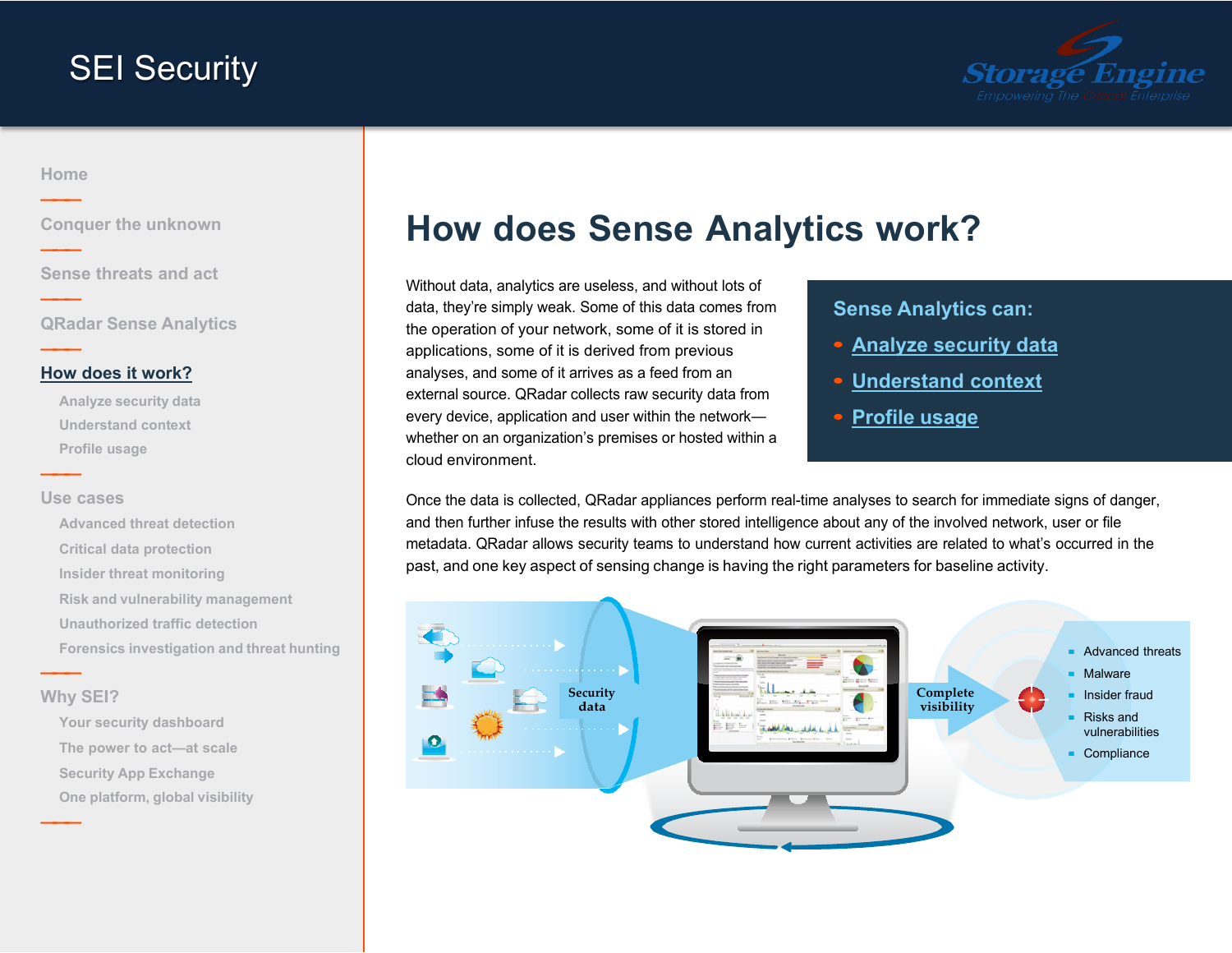# SEI Security

- Home
- Conquer the unknown
- Sense threats and act
- QRadar Sense Analytics
- **How does it work?**
  - Analyze security data
  - Understand context
  - Profile usage
- Use cases
  - Advanced threat detection
  - Critical data protection
  - Insider threat monitoring
  - Risk and vulnerability management
  - Unauthorized traffic detection
  - Forensics investigation and threat hunting
- Why SEI?
  - Your security dashboard
  - The power to act—at scale
  - Security App Exchange
  - One platform, global visibility

## How does Sense Analytics work?

Without data, analytics are useless, and without lots of data, they're simply weak. Some of this data comes from the operation of your network, some of it is stored in applications, some of it is derived from previous analyses, and some of it arrives as a feed from an external source. QRadar collects raw security data from every device, application and user within the network—whether on an organization's premises or hosted within a cloud environment.

**Sense Analytics can:**

- Analyze security data
- Understand context
- Profile usage

Once the data is collected, QRadar appliances perform real-time analyses to search for immediate signs of danger, and then further infuse the results with other stored intelligence about any of the involved network, user or file metadata. QRadar allows security teams to understand how current activities are related to what's occurred in the past, and one key aspect of sensing change is having the right parameters for baseline activity.

Security data

Complete visibility

- Advanced threats
- Malware
- Insider fraud
- Risks and vulnerabilities
- Compliance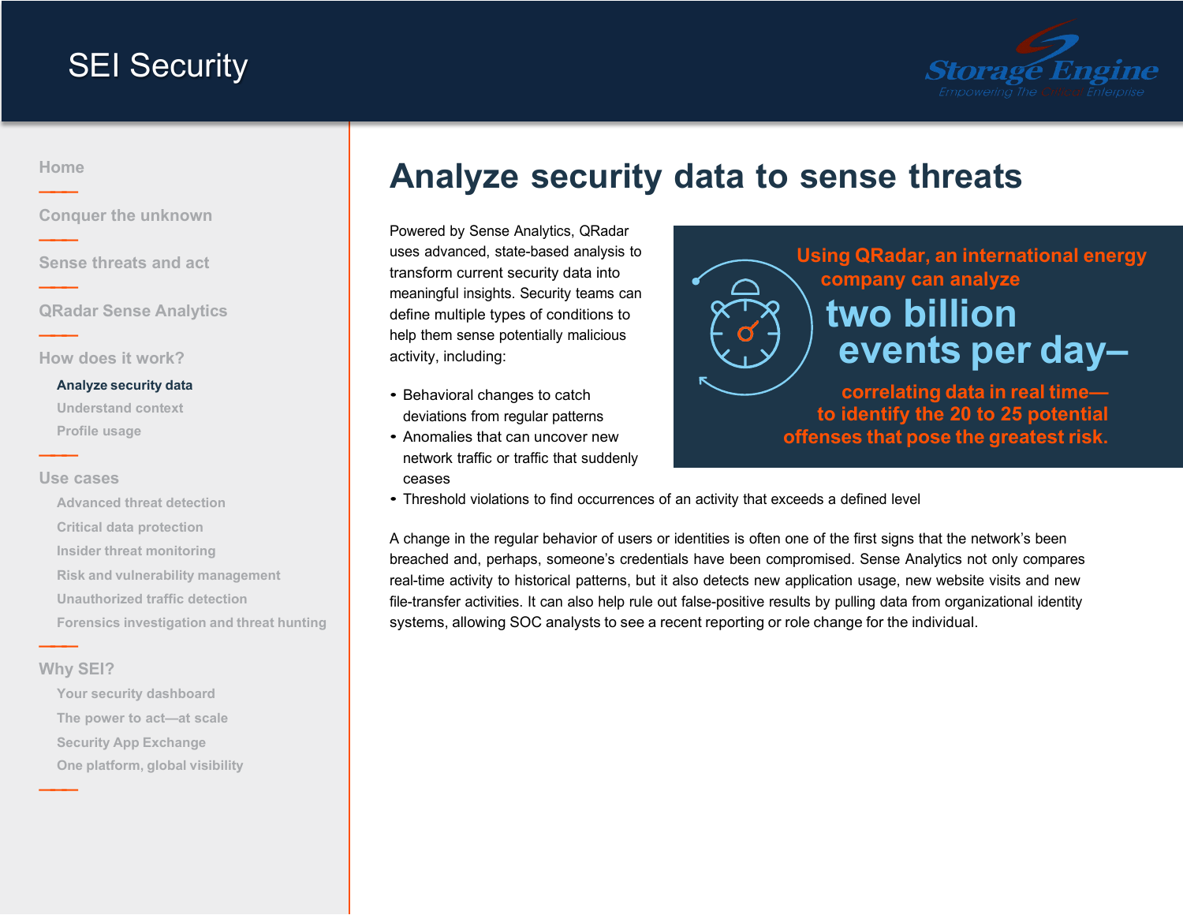# Analyze security data to sense threats

Powered by Sense Analytics, QRadar uses advanced, state-based analysis to transform current security data into meaningful insights. Security teams can define multiple types of conditions to help them sense potentially malicious activity, including:

- Behavioral changes to catch deviations from regular patterns
- Anomalies that can uncover new network traffic or traffic that suddenly ceases
- Threshold violations to find occurrences of an activity that exceeds a defined level

**Using QRadar, an international energy company can analyze two billion events per day–correlating data in real time—to identify the 20 to 25 potential offenses that pose the greatest risk.**

A change in the regular behavior of users or identities is often one of the first signs that the network's been breached and, perhaps, someone's credentials have been compromised. Sense Analytics not only compares real-time activity to historical patterns, but it also detects new application usage, new website visits and new file-transfer activities. It can also help rule out false-positive results by pulling data from organizational identity systems, allowing SOC analysts to see a recent reporting or role change for the individual.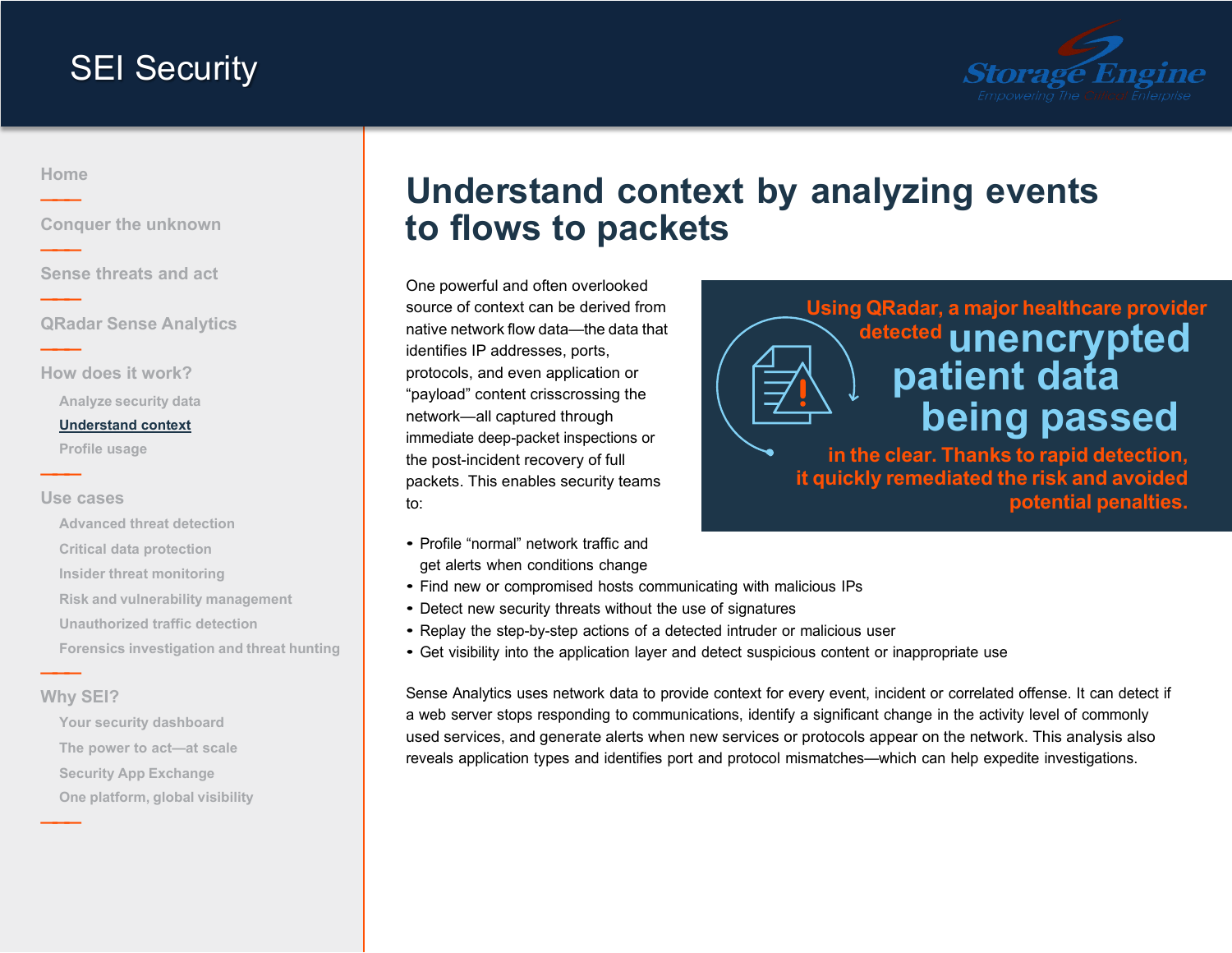# Understand context by analyzing events to flows to packets

One powerful and often overlooked source of context can be derived from native network flow data—the data that identifies IP addresses, ports, protocols, and even application or "payload" content crisscrossing the network—all captured through immediate deep-packet inspections or the post-incident recovery of full packets. This enables security teams to:

- Profile "normal" network traffic and get alerts when conditions change
- Find new or compromised hosts communicating with malicious IPs
- Detect new security threats without the use of signatures
- Replay the step-by-step actions of a detected intruder or malicious user
- Get visibility into the application layer and detect suspicious content or inappropriate use

Using QRadar, a major healthcare provider detected **unencrypted patient data being passed** in the clear. Thanks to rapid detection, it quickly remediated the risk and avoided potential penalties.

Sense Analytics uses network data to provide context for every event, incident or correlated offense. It can detect if a web server stops responding to communications, identify a significant change in the activity level of commonly used services, and generate alerts when new services or protocols appear on the network. This analysis also reveals application types and identifies port and protocol mismatches—which can help expedite investigations.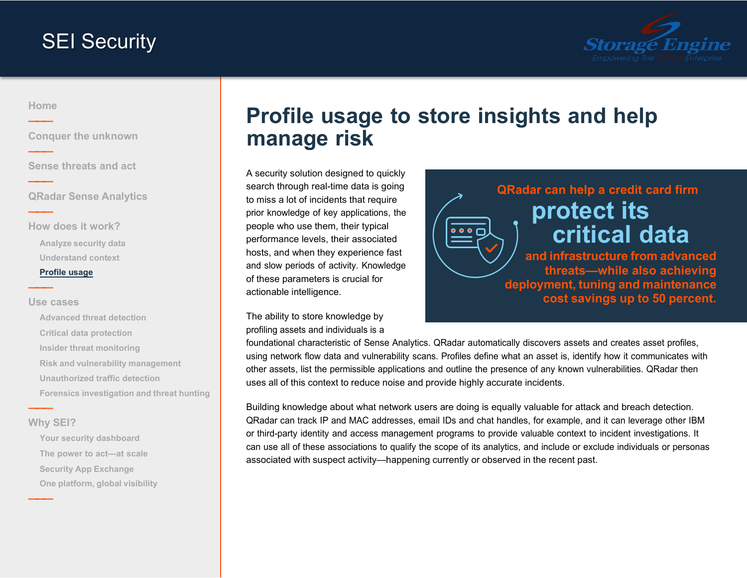# Profile usage to store insights and help manage risk

A security solution designed to quickly search through real-time data is going to miss a lot of incidents that require prior knowledge of key applications, the people who use them, their typical performance levels, their associated hosts, and when they experience fast and slow periods of activity. Knowledge of these parameters is crucial for actionable intelligence.

> **QRadar can help a credit card firm protect its critical data and infrastructure from advanced threats—while also achieving deployment, tuning and maintenance cost savings up to 50 percent.**

The ability to store knowledge by profiling assets and individuals is a foundational characteristic of Sense Analytics. QRadar automatically discovers assets and creates asset profiles, using network flow data and vulnerability scans. Profiles define what an asset is, identify how it communicates with other assets, list the permissible applications and outline the presence of any known vulnerabilities. QRadar then uses all of this context to reduce noise and provide highly accurate incidents.

Building knowledge about what network users are doing is equally valuable for attack and breach detection. QRadar can track IP and MAC addresses, email IDs and chat handles, for example, and it can leverage other IBM or third-party identity and access management programs to provide valuable context to incident investigations. It can use all of these associations to qualify the scope of its analytics, and include or exclude individuals or personas associated with suspect activity—happening currently or observed in the recent past.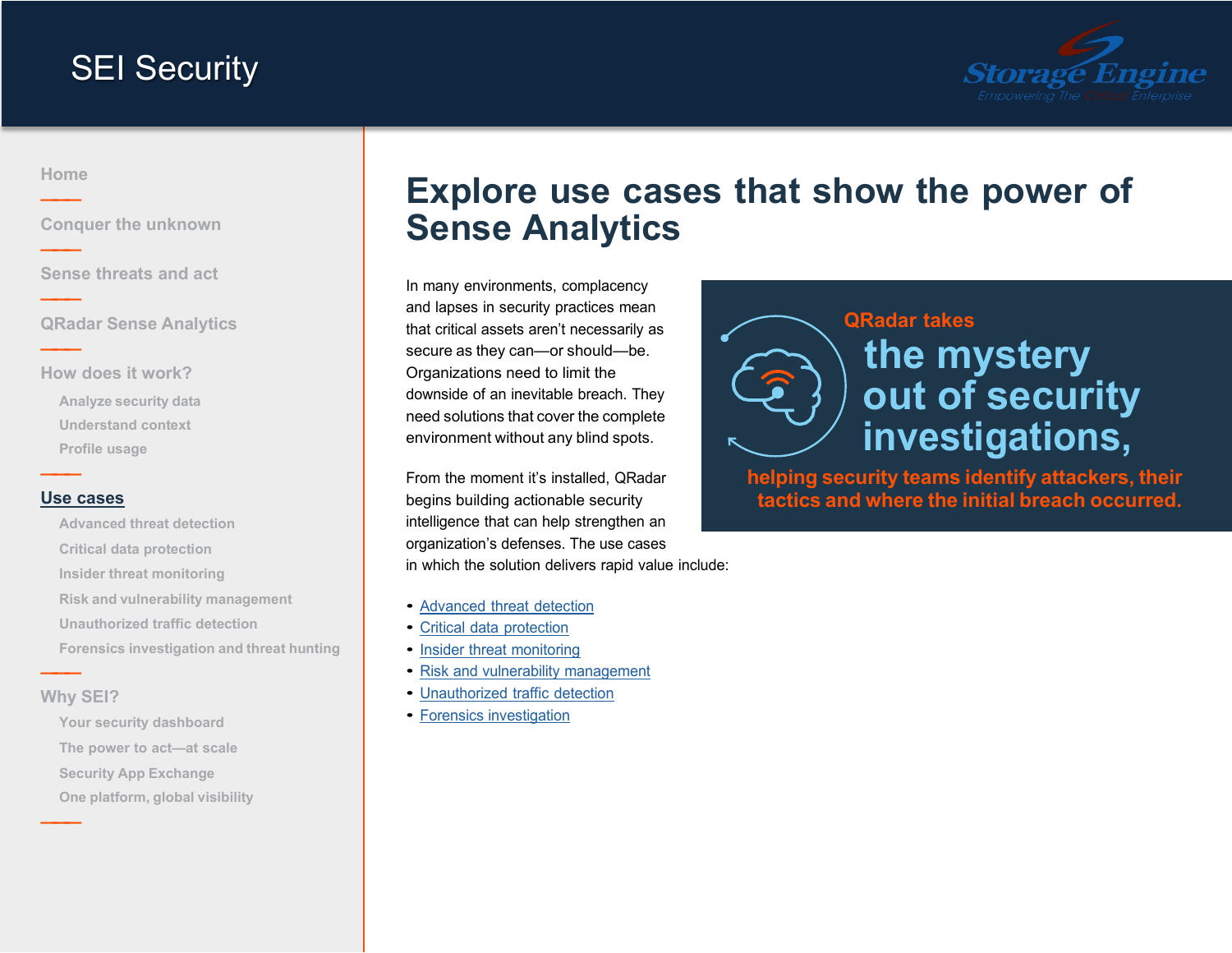# Explore use cases that show the power of Sense Analytics

In many environments, complacency and lapses in security practices mean that critical assets aren't necessarily as secure as they can—or should—be. Organizations need to limit the downside of an inevitable breach. They need solutions that cover the complete environment without any blind spots.

From the moment it's installed, QRadar begins building actionable security intelligence that can help strengthen an organization's defenses. The use cases in which the solution delivers rapid value include:

- Advanced threat detection
- Critical data protection
- Insider threat monitoring
- Risk and vulnerability management
- Unauthorized traffic detection
- Forensics investigation

**QRadar takes the mystery out of security investigations, helping security teams identify attackers, their tactics and where the initial breach occurred.**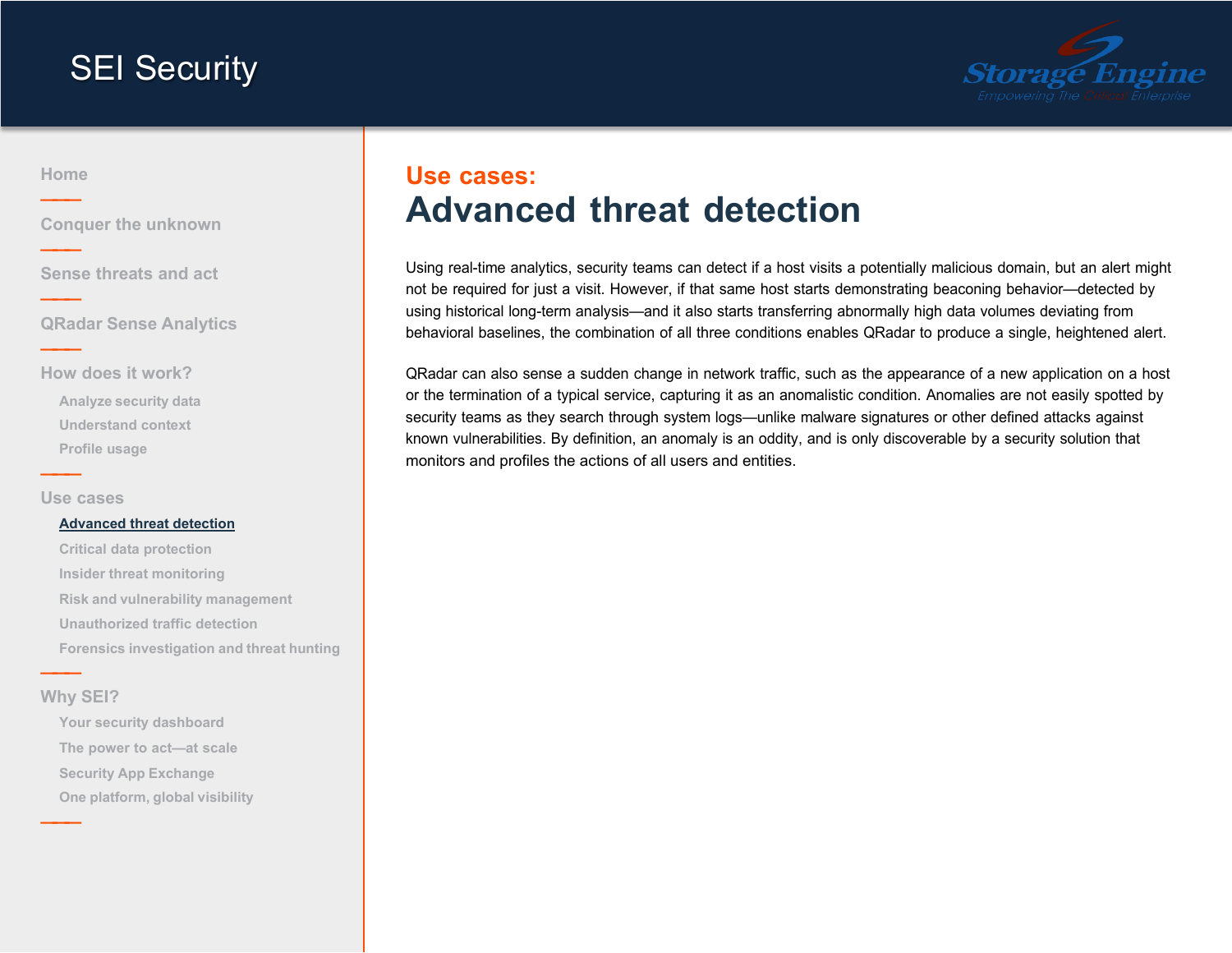## Use cases:

# Advanced threat detection

Using real-time analytics, security teams can detect if a host visits a potentially malicious domain, but an alert might not be required for just a visit. However, if that same host starts demonstrating beaconing behavior—detected by using historical long-term analysis—and it also starts transferring abnormally high data volumes deviating from behavioral baselines, the combination of all three conditions enables QRadar to produce a single, heightened alert.

QRadar can also sense a sudden change in network traffic, such as the appearance of a new application on a host or the termination of a typical service, capturing it as an anomalistic condition. Anomalies are not easily spotted by security teams as they search through system logs—unlike malware signatures or other defined attacks against known vulnerabilities. By definition, an anomaly is an oddity, and is only discoverable by a security solution that monitors and profiles the actions of all users and entities.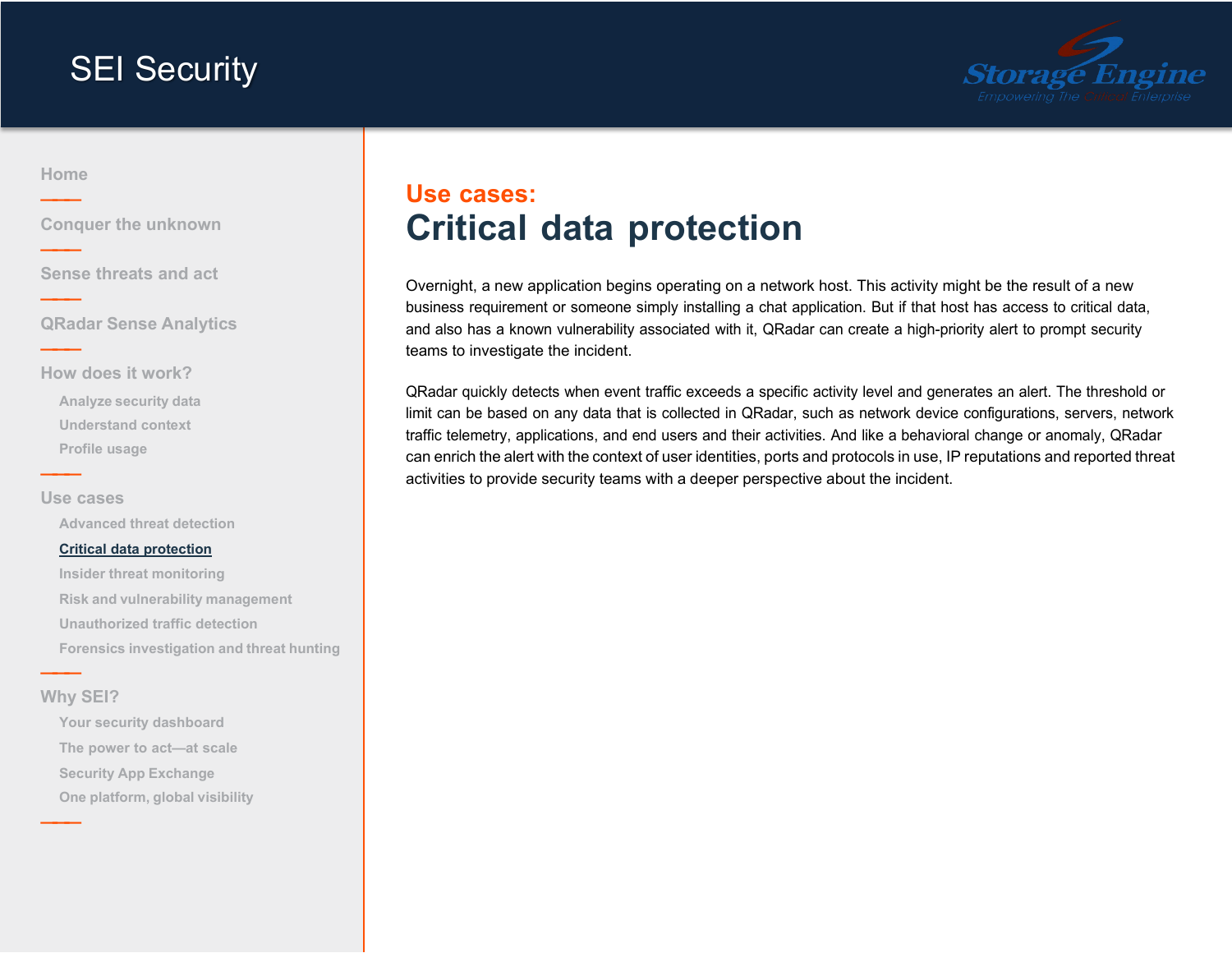## Use cases:

# Critical data protection

Overnight, a new application begins operating on a network host. This activity might be the result of a new business requirement or someone simply installing a chat application. But if that host has access to critical data, and also has a known vulnerability associated with it, QRadar can create a high-priority alert to prompt security teams to investigate the incident.

QRadar quickly detects when event traffic exceeds a specific activity level and generates an alert. The threshold or limit can be based on any data that is collected in QRadar, such as network device configurations, servers, network traffic telemetry, applications, and end users and their activities. And like a behavioral change or anomaly, QRadar can enrich the alert with the context of user identities, ports and protocols in use, IP reputations and reported threat activities to provide security teams with a deeper perspective about the incident.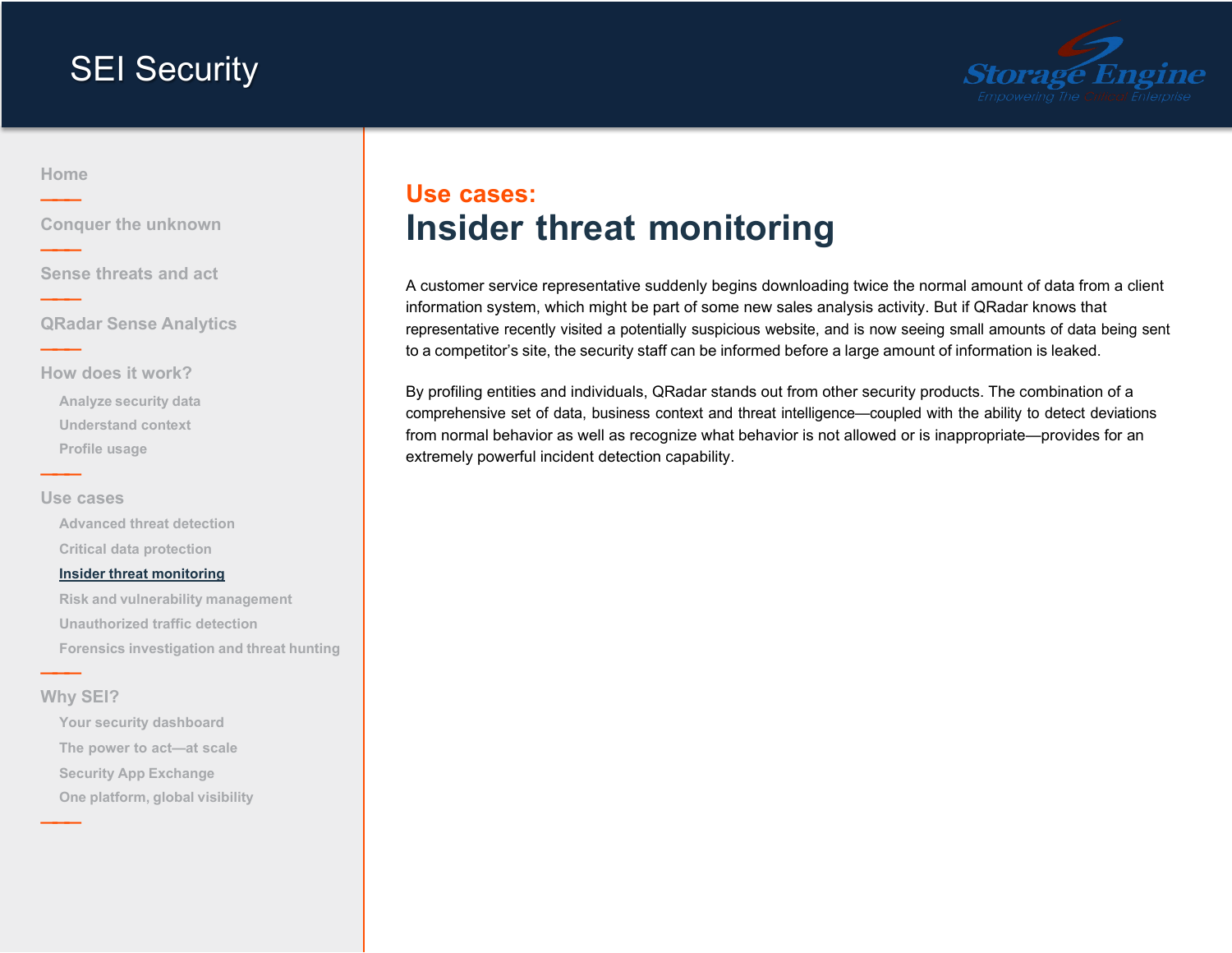# Use cases:

## Insider threat monitoring

A customer service representative suddenly begins downloading twice the normal amount of data from a client information system, which might be part of some new sales analysis activity. But if QRadar knows that representative recently visited a potentially suspicious website, and is now seeing small amounts of data being sent to a competitor's site, the security staff can be informed before a large amount of information is leaked.

By profiling entities and individuals, QRadar stands out from other security products. The combination of a comprehensive set of data, business context and threat intelligence—coupled with the ability to detect deviations from normal behavior as well as recognize what behavior is not allowed or is inappropriate—provides for an extremely powerful incident detection capability.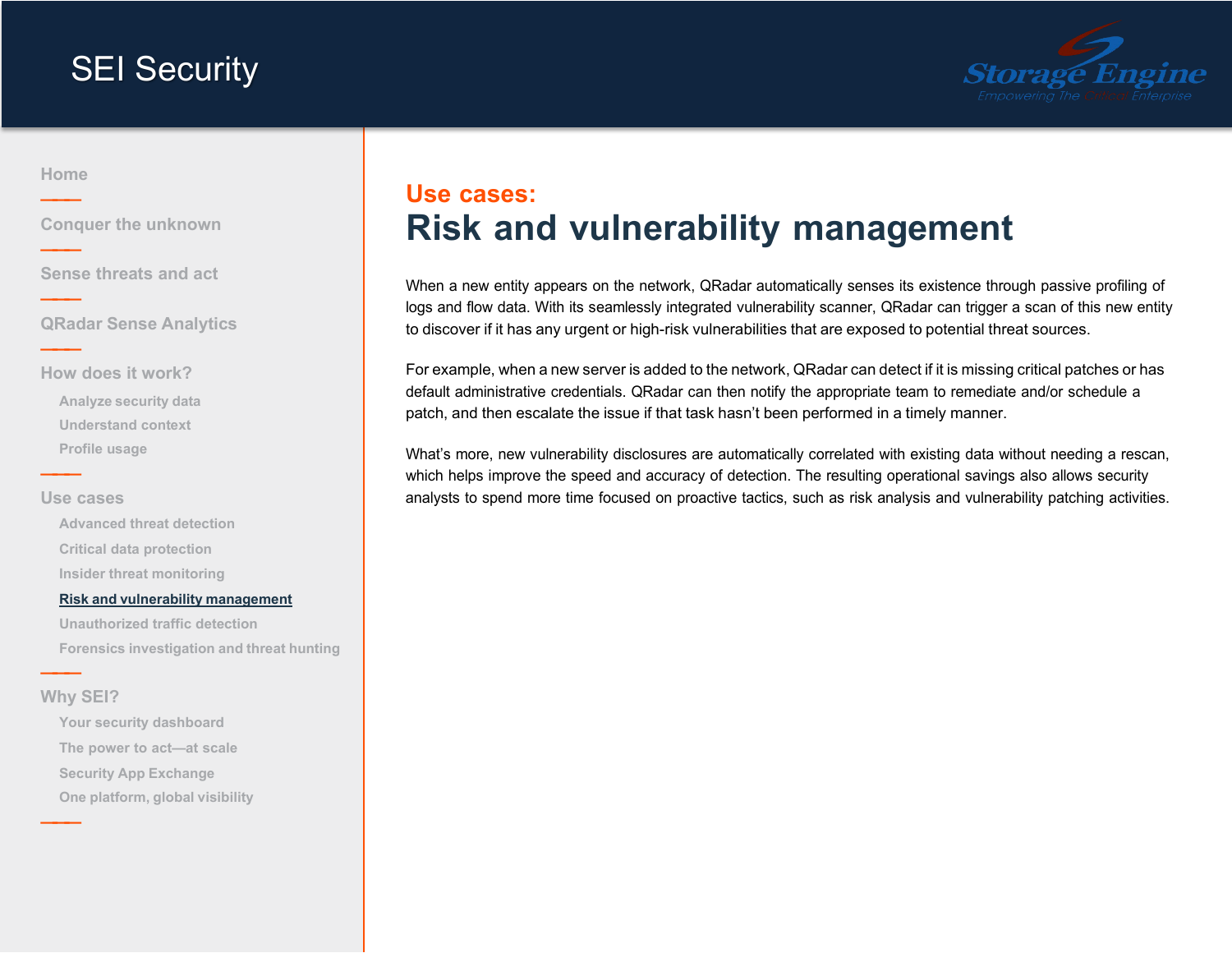## Use cases:

# Risk and vulnerability management

When a new entity appears on the network, QRadar automatically senses its existence through passive profiling of logs and flow data. With its seamlessly integrated vulnerability scanner, QRadar can trigger a scan of this new entity to discover if it has any urgent or high-risk vulnerabilities that are exposed to potential threat sources.

For example, when a new server is added to the network, QRadar can detect if it is missing critical patches or has default administrative credentials. QRadar can then notify the appropriate team to remediate and/or schedule a patch, and then escalate the issue if that task hasn't been performed in a timely manner.

What's more, new vulnerability disclosures are automatically correlated with existing data without needing a rescan, which helps improve the speed and accuracy of detection. The resulting operational savings also allows security analysts to spend more time focused on proactive tactics, such as risk analysis and vulnerability patching activities.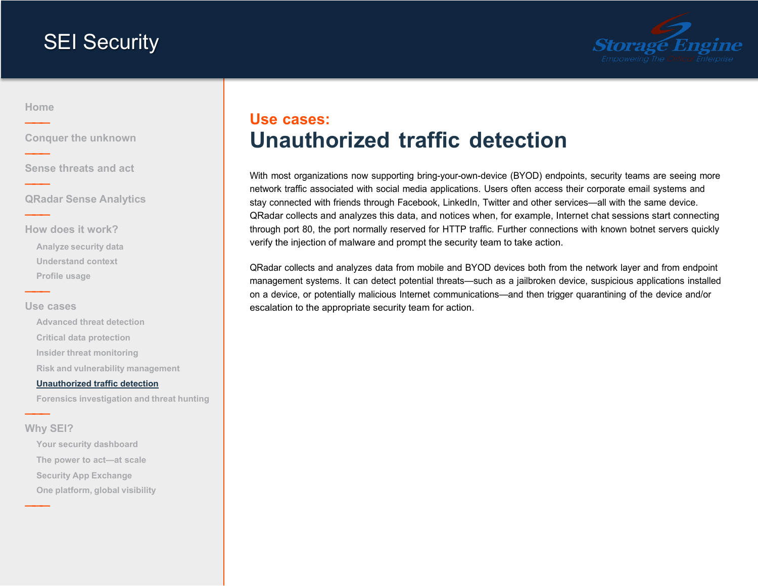## Use cases:

# Unauthorized traffic detection

With most organizations now supporting bring-your-own-device (BYOD) endpoints, security teams are seeing more network traffic associated with social media applications. Users often access their corporate email systems and stay connected with friends through Facebook, LinkedIn, Twitter and other services—all with the same device. QRadar collects and analyzes this data, and notices when, for example, Internet chat sessions start connecting through port 80, the port normally reserved for HTTP traffic. Further connections with known botnet servers quickly verify the injection of malware and prompt the security team to take action.

QRadar collects and analyzes data from mobile and BYOD devices both from the network layer and from endpoint management systems. It can detect potential threats—such as a jailbroken device, suspicious applications installed on a device, or potentially malicious Internet communications—and then trigger quarantining of the device and/or escalation to the appropriate security team for action.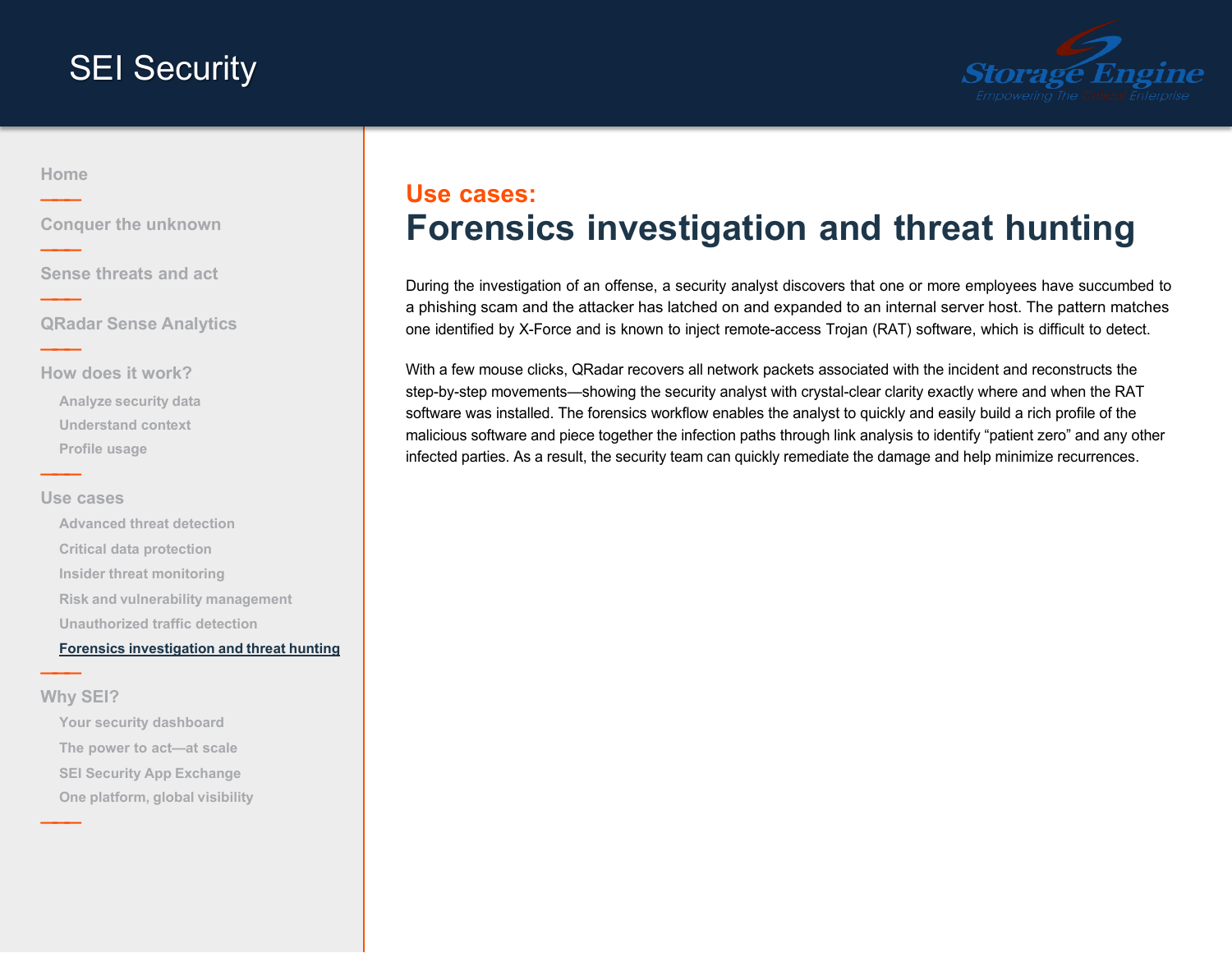## Use cases:

# Forensics investigation and threat hunting

During the investigation of an offense, a security analyst discovers that one or more employees have succumbed to a phishing scam and the attacker has latched on and expanded to an internal server host. The pattern matches one identified by X-Force and is known to inject remote-access Trojan (RAT) software, which is difficult to detect.

With a few mouse clicks, QRadar recovers all network packets associated with the incident and reconstructs the step-by-step movements—showing the security analyst with crystal-clear clarity exactly where and when the RAT software was installed. The forensics workflow enables the analyst to quickly and easily build a rich profile of the malicious software and piece together the infection paths through link analysis to identify “patient zero” and any other infected parties. As a result, the security team can quickly remediate the damage and help minimize recurrences.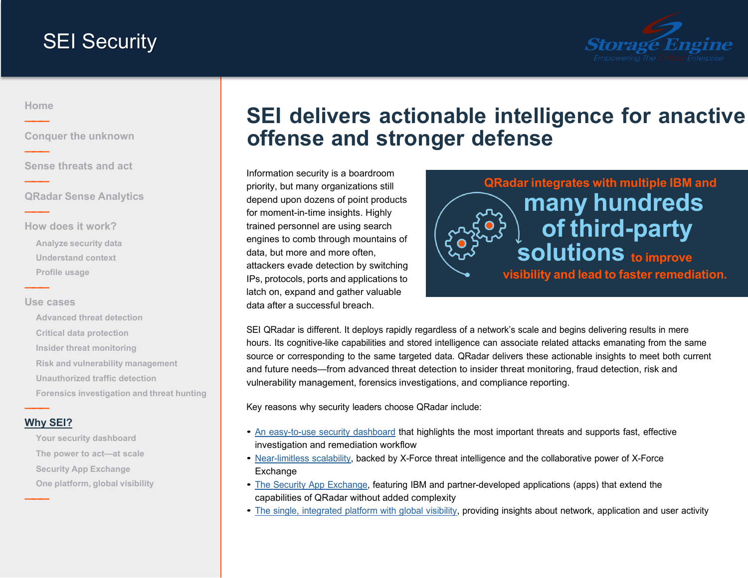# SEI Security

- Home
- Conquer the unknown
- Sense threats and act
- QRadar Sense Analytics
- How does it work?
  - Analyze security data
  - Understand context
  - Profile usage
- Use cases
  - Advanced threat detection
  - Critical data protection
  - Insider threat monitoring
  - Risk and vulnerability management
  - Unauthorized traffic detection
  - Forensics investigation and threat hunting
- **Why SEI?**
  - Your security dashboard
  - The power to act—at scale
  - Security App Exchange
  - One platform, global visibility

## SEI delivers actionable intelligence for anactive offense and stronger defense

Information security is a boardroom priority, but many organizations still depend upon dozens of point products for moment-in-time insights. Highly trained personnel are using search engines to comb through mountains of data, but more and more often, attackers evade detection by switching IPs, protocols, ports and applications to latch on, expand and gather valuable data after a successful breach.

**QRadar integrates with multiple IBM and many hundreds of third-party solutions to improve visibility and lead to faster remediation.**

SEI QRadar is different. It deploys rapidly regardless of a network's scale and begins delivering results in mere hours. Its cognitive-like capabilities and stored intelligence can associate related attacks emanating from the same source or corresponding to the same targeted data. QRadar delivers these actionable insights to meet both current and future needs—from advanced threat detection to insider threat monitoring, fraud detection, risk and vulnerability management, forensics investigations, and compliance reporting.

Key reasons why security leaders choose QRadar include:

- An easy-to-use security dashboard that highlights the most important threats and supports fast, effective investigation and remediation workflow
- Near-limitless scalability, backed by X-Force threat intelligence and the collaborative power of X-Force Exchange
- The Security App Exchange, featuring IBM and partner-developed applications (apps) that extend the capabilities of QRadar without added complexity
- The single, integrated platform with global visibility, providing insights about network, application and user activity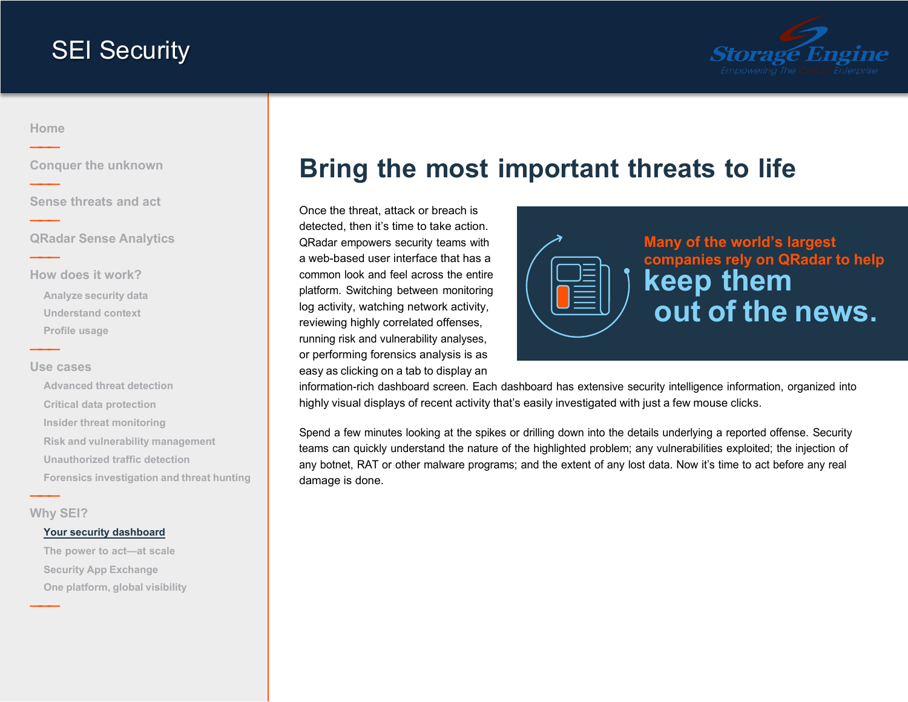# Bring the most important threats to life

Once the threat, attack or breach is detected, then it's time to take action. QRadar empowers security teams with a web-based user interface that has a common look and feel across the entire platform. Switching between monitoring log activity, watching network activity, reviewing highly correlated offenses, running risk and vulnerability analyses, or performing forensics analysis is as easy as clicking on a tab to display an information-rich dashboard screen. Each dashboard has extensive security intelligence information, organized into highly visual displays of recent activity that's easily investigated with just a few mouse clicks.

**Many of the world's largest companies rely on QRadar to help keep them out of the news.**

Spend a few minutes looking at the spikes or drilling down into the details underlying a reported offense. Security teams can quickly understand the nature of the highlighted problem; any vulnerabilities exploited; the injection of any botnet, RAT or other malware programs; and the extent of any lost data. Now it's time to act before any real damage is done.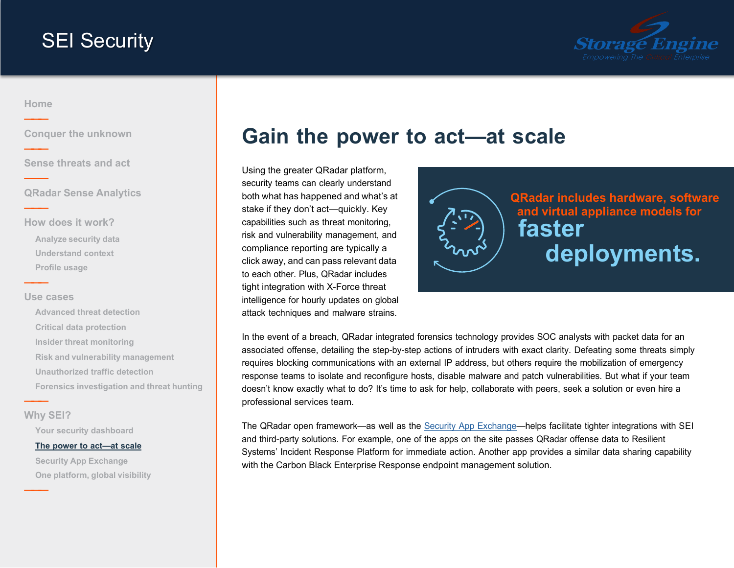# Gain the power to act—at scale

Using the greater QRadar platform, security teams can clearly understand both what has happened and what's at stake if they don't act—quickly. Key capabilities such as threat monitoring, risk and vulnerability management, and compliance reporting are typically a click away, and can pass relevant data to each other. Plus, QRadar includes tight integration with X-Force threat intelligence for hourly updates on global attack techniques and malware strains.

**QRadar includes hardware, software and virtual appliance models for faster deployments.**

In the event of a breach, QRadar integrated forensics technology provides SOC analysts with packet data for an associated offense, detailing the step-by-step actions of intruders with exact clarity. Defeating some threats simply requires blocking communications with an external IP address, but others require the mobilization of emergency response teams to isolate and reconfigure hosts, disable malware and patch vulnerabilities. But what if your team doesn't know exactly what to do? It's time to ask for help, collaborate with peers, seek a solution or even hire a professional services team.

The QRadar open framework—as well as the Security App Exchange—helps facilitate tighter integrations with SEI and third-party solutions. For example, one of the apps on the site passes QRadar offense data to Resilient Systems' Incident Response Platform for immediate action. Another app provides a similar data sharing capability with the Carbon Black Enterprise Response endpoint management solution.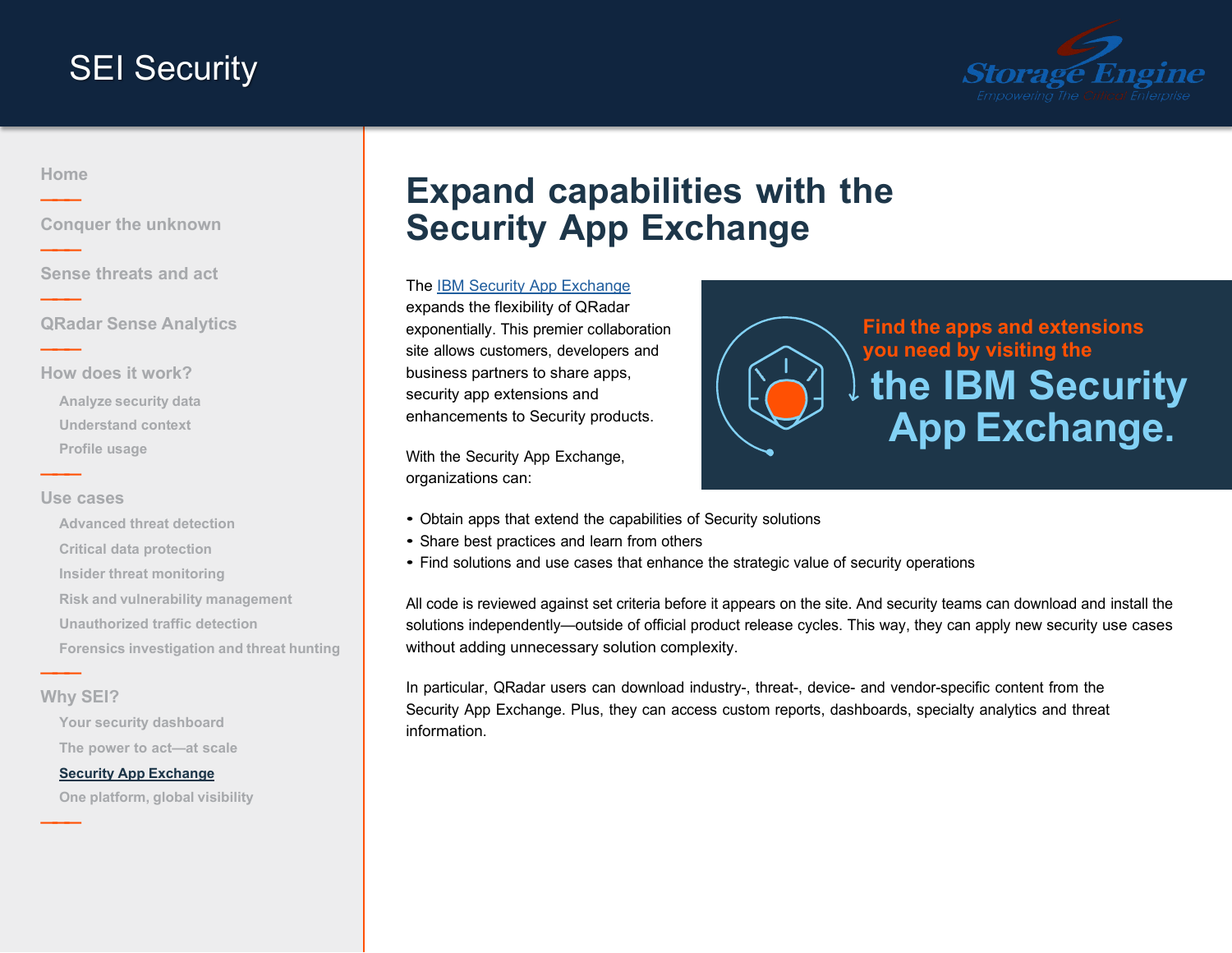# Expand capabilities with the Security App Exchange

The IBM Security App Exchange expands the flexibility of QRadar exponentially. This premier collaboration site allows customers, developers and business partners to share apps, security app extensions and enhancements to Security products.

With the Security App Exchange, organizations can:

- Obtain apps that extend the capabilities of Security solutions
- Share best practices and learn from others
- Find solutions and use cases that enhance the strategic value of security operations

Find the apps and extensions you need by visiting the **the IBM Security App Exchange.**

All code is reviewed against set criteria before it appears on the site. And security teams can download and install the solutions independently—outside of official product release cycles. This way, they can apply new security use cases without adding unnecessary solution complexity.

In particular, QRadar users can download industry-, threat-, device- and vendor-specific content from the Security App Exchange. Plus, they can access custom reports, dashboards, specialty analytics and threat information.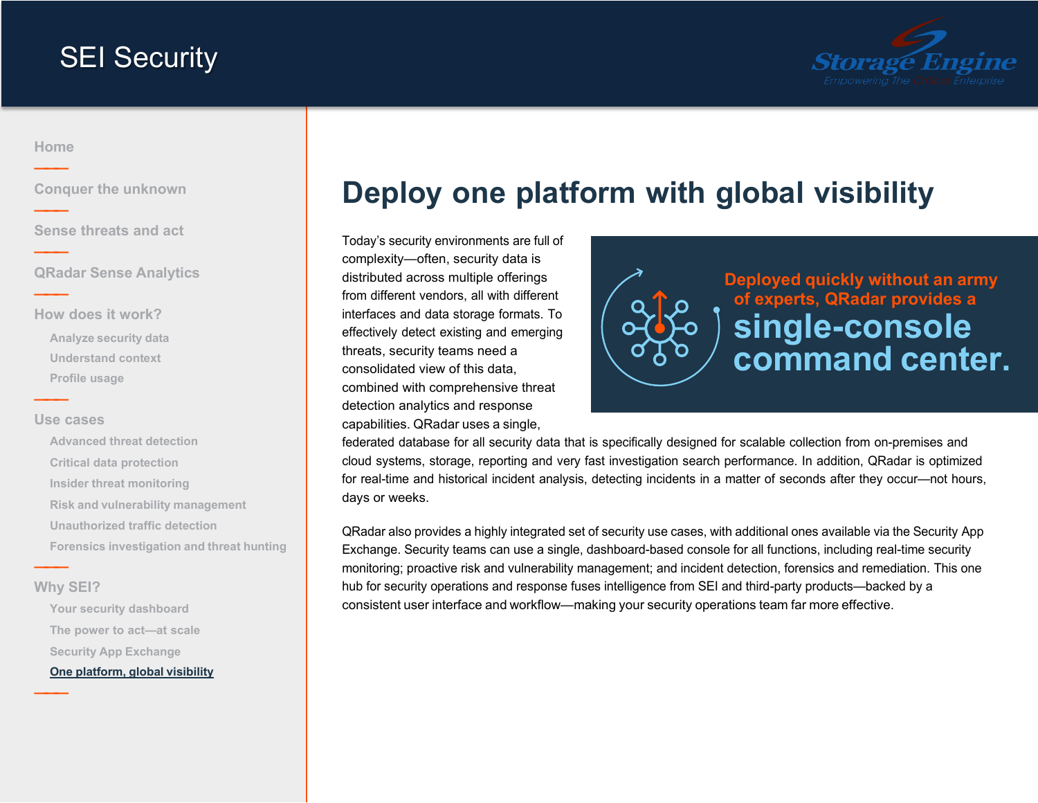# Deploy one platform with global visibility

Today's security environments are full of complexity—often, security data is distributed across multiple offerings from different vendors, all with different interfaces and data storage formats. To effectively detect existing and emerging threats, security teams need a consolidated view of this data, combined with comprehensive threat detection analytics and response capabilities. QRadar uses a single, federated database for all security data that is specifically designed for scalable collection from on-premises and cloud systems, storage, reporting and very fast investigation search performance. In addition, QRadar is optimized for real-time and historical incident analysis, detecting incidents in a matter of seconds after they occur—not hours, days or weeks.

**Deployed quickly without an army of experts, QRadar provides a single-console command center.**

QRadar also provides a highly integrated set of security use cases, with additional ones available via the Security App Exchange. Security teams can use a single, dashboard-based console for all functions, including real-time security monitoring; proactive risk and vulnerability management; and incident detection, forensics and remediation. This one hub for security operations and response fuses intelligence from SEI and third-party products—backed by a consistent user interface and workflow—making your security operations team far more effective.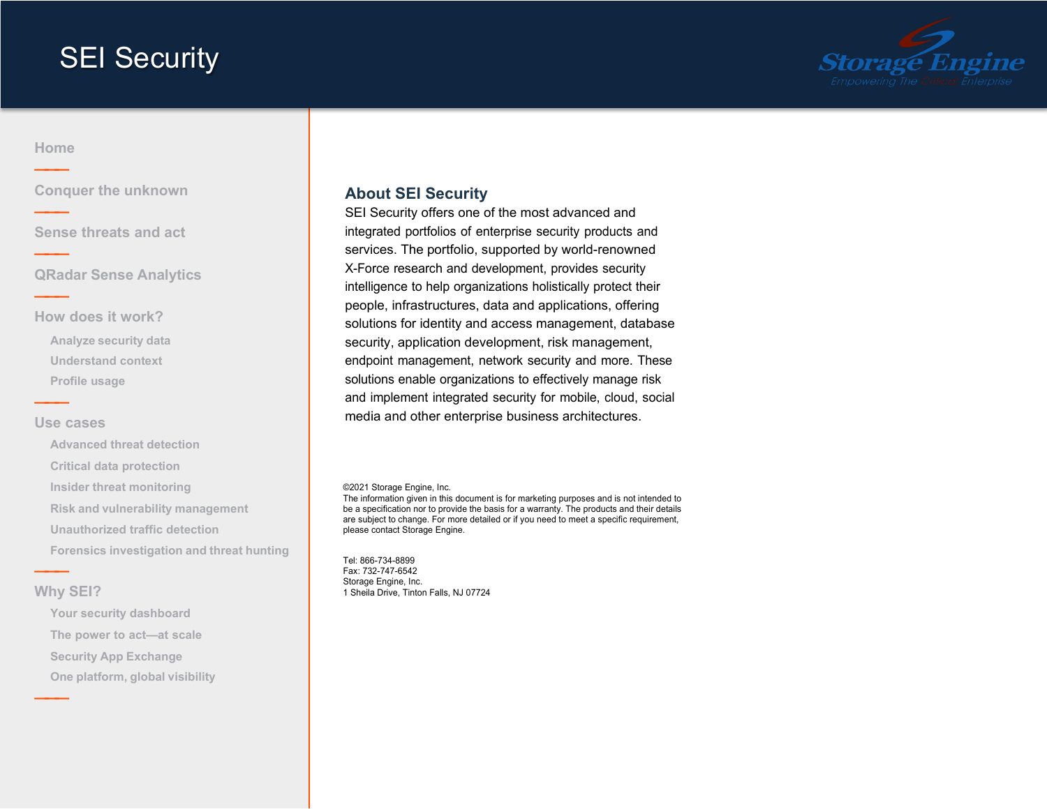# SEI Security

Home

Conquer the unknown

Sense threats and act

QRadar Sense Analytics

How does it work?

- Analyze security data
- Understand context
- Profile usage

Use cases

- Advanced threat detection
- Critical data protection
- Insider threat monitoring
- Risk and vulnerability management
- Unauthorized traffic detection
- Forensics investigation and threat hunting

Why SEI?

- Your security dashboard
- The power to act—at scale
- Security App Exchange
- One platform, global visibility

## About SEI Security

SEI Security offers one of the most advanced and integrated portfolios of enterprise security products and services. The portfolio, supported by world-renowned X-Force research and development, provides security intelligence to help organizations holistically protect their people, infrastructures, data and applications, offering solutions for identity and access management, database security, application development, risk management, endpoint management, network security and more. These solutions enable organizations to effectively manage risk and implement integrated security for mobile, cloud, social media and other enterprise business architectures.

©2021 Storage Engine, Inc.
The information given in this document is for marketing purposes and is not intended to be a specification nor to provide the basis for a warranty. The products and their details are subject to change. For more detailed or if you need to meet a specific requirement, please contact Storage Engine.

Tel: 866-734-8899
Fax: 732-747-6542
Storage Engine, Inc.
1 Sheila Drive, Tinton Falls, NJ 07724